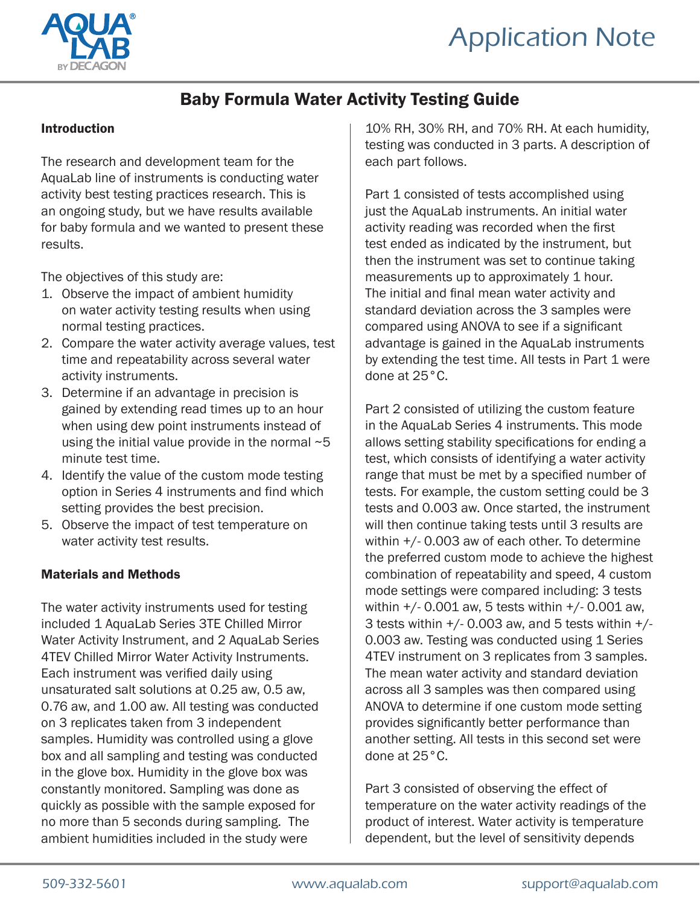Application Note

# Baby Formula Water Activity Testing Guide

## Introduction

The research and development team for the AquaLab line of instruments is conducting water activity best testing practices research. This is an ongoing study, but we have results available for baby formula and we wanted to present these results.

The objectives of this study are:

1. Observe the impact of ambient humidity on water activity testing results when using normal testing practices.
2. Compare the water activity average values, test time and repeatability across several water activity instruments.
3. Determine if an advantage in precision is gained by extending read times up to an hour when using dew point instruments instead of using the initial value provide in the normal ~5 minute test time.
4. Identify the value of the custom mode testing option in Series 4 instruments and find which setting provides the best precision.
5. Observe the impact of test temperature on water activity test results.

## Materials and Methods

The water activity instruments used for testing included 1 AquaLab Series 3TE Chilled Mirror Water Activity Instrument, and 2 AquaLab Series 4TEV Chilled Mirror Water Activity Instruments. Each instrument was verified daily using unsaturated salt solutions at 0.25 aw, 0.5 aw, 0.76 aw, and 1.00 aw. All testing was conducted on 3 replicates taken from 3 independent samples. Humidity was controlled using a glove box and all sampling and testing was conducted in the glove box. Humidity in the glove box was constantly monitored. Sampling was done as quickly as possible with the sample exposed for no more than 5 seconds during sampling. The ambient humidities included in the study were 10% RH, 30% RH, and 70% RH. At each humidity, testing was conducted in 3 parts. A description of each part follows.

Part 1 consisted of tests accomplished using just the AquaLab instruments. An initial water activity reading was recorded when the first test ended as indicated by the instrument, but then the instrument was set to continue taking measurements up to approximately 1 hour. The initial and final mean water activity and standard deviation across the 3 samples were compared using ANOVA to see if a significant advantage is gained in the AquaLab instruments by extending the test time. All tests in Part 1 were done at 25°C.

Part 2 consisted of utilizing the custom feature in the AquaLab Series 4 instruments. This mode allows setting stability specifications for ending a test, which consists of identifying a water activity range that must be met by a specified number of tests. For example, the custom setting could be 3 tests and 0.003 aw. Once started, the instrument will then continue taking tests until 3 results are within +/- 0.003 aw of each other. To determine the preferred custom mode to achieve the highest combination of repeatability and speed, 4 custom mode settings were compared including: 3 tests within +/- 0.001 aw, 5 tests within +/- 0.001 aw, 3 tests within +/- 0.003 aw, and 5 tests within +/- 0.003 aw. Testing was conducted using 1 Series 4TEV instrument on 3 replicates from 3 samples. The mean water activity and standard deviation across all 3 samples was then compared using ANOVA to determine if one custom mode setting provides significantly better performance than another setting. All tests in this second set were done at 25°C.

Part 3 consisted of observing the effect of temperature on the water activity readings of the product of interest. Water activity is temperature dependent, but the level of sensitivity depends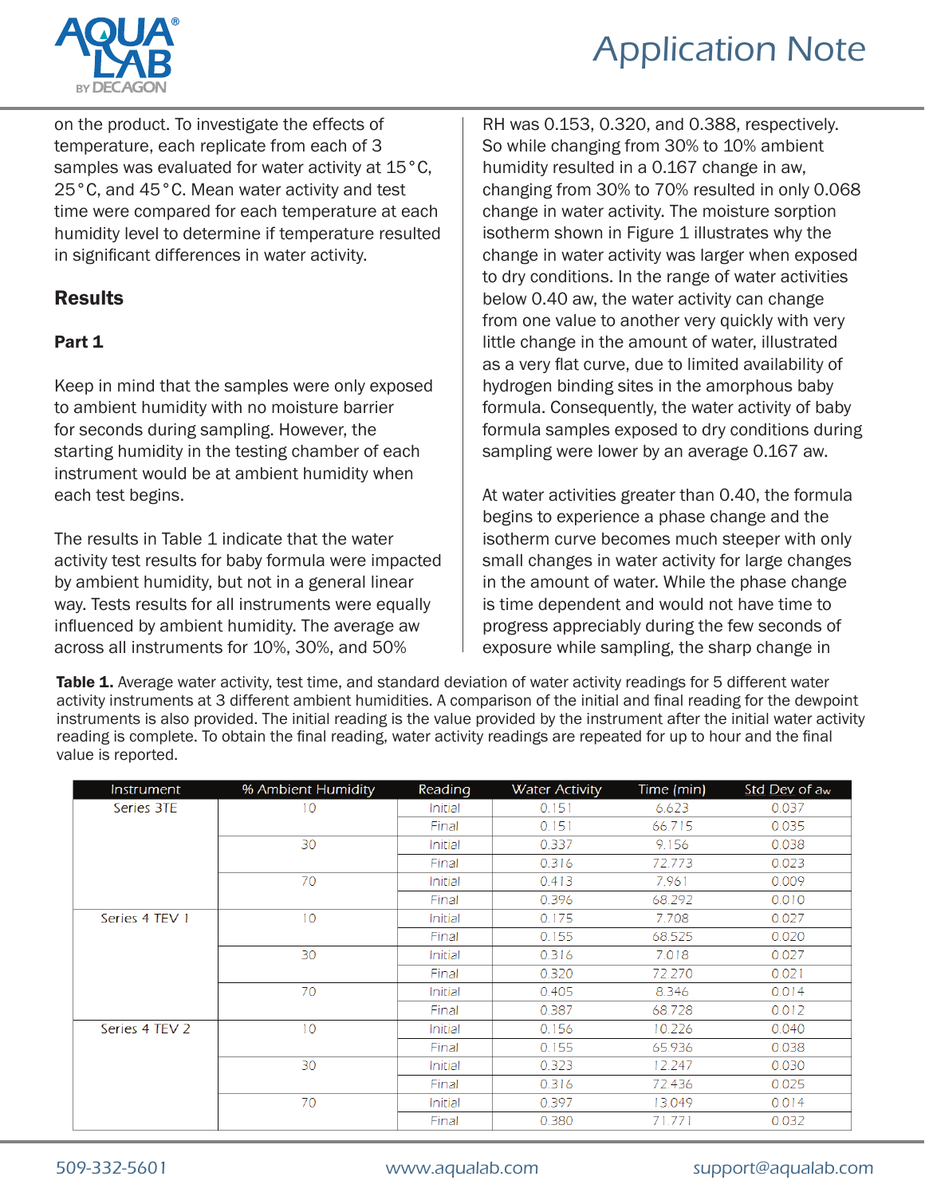on the product. To investigate the effects of temperature, each replicate from each of 3 samples was evaluated for water activity at 15 °C, 25 °C, and 45 °C. Mean water activity and test time were compared for each temperature at each humidity level to determine if temperature resulted in significant differences in water activity.

## Results

### Part 1

Keep in mind that the samples were only exposed to ambient humidity with no moisture barrier for seconds during sampling. However, the starting humidity in the testing chamber of each instrument would be at ambient humidity when each test begins.

The results in Table 1 indicate that the water activity test results for baby formula were impacted by ambient humidity, but not in a general linear way. Tests results for all instruments were equally influenced by ambient humidity. The average aw across all instruments for 10%, 30%, and 50% RH was 0.153, 0.320, and 0.388, respectively. So while changing from 30% to 10% ambient humidity resulted in a 0.167 change in aw, changing from 30% to 70% resulted in only 0.068 change in water activity. The moisture sorption isotherm shown in Figure 1 illustrates why the change in water activity was larger when exposed to dry conditions. In the range of water activities below 0.40 aw, the water activity can change from one value to another very quickly with very little change in the amount of water, illustrated as a very flat curve, due to limited availability of hydrogen binding sites in the amorphous baby formula. Consequently, the water activity of baby formula samples exposed to dry conditions during sampling were lower by an average 0.167 aw.

At water activities greater than 0.40, the formula begins to experience a phase change and the isotherm curve becomes much steeper with only small changes in water activity for large changes in the amount of water. While the phase change is time dependent and would not have time to progress appreciably during the few seconds of exposure while sampling, the sharp change in

**Table 1.** Average water activity, test time, and standard deviation of water activity readings for 5 different water activity instruments at 3 different ambient humidities. A comparison of the initial and final reading for the dewpoint instruments is also provided. The initial reading is the value provided by the instrument after the initial water activity reading is complete. To obtain the final reading, water activity readings are repeated for up to hour and the final value is reported.

| Instrument | % Ambient Humidity | Reading | Water Activity | Time (min) | Std Dev of aw |
|---|---|---|---|---|---|
| Series 3TE | 10 | Initial | 0.151 | 6.623 | 0.037 |
| | | Final | 0.151 | 66.715 | 0.035 |
| | 30 | Initial | 0.337 | 9.156 | 0.038 |
| | | Final | 0.316 | 72.773 | 0.023 |
| | 70 | Initial | 0.413 | 7.961 | 0.009 |
| | | Final | 0.396 | 68.292 | 0.010 |
| Series 4 TEV 1 | 10 | Initial | 0.175 | 7.708 | 0.027 |
| | | Final | 0.155 | 68.525 | 0.020 |
| | 30 | Initial | 0.316 | 7.018 | 0.027 |
| | | Final | 0.320 | 72.270 | 0.021 |
| | 70 | Initial | 0.405 | 8.346 | 0.014 |
| | | Final | 0.387 | 68.728 | 0.012 |
| Series 4 TEV 2 | 10 | Initial | 0.156 | 10.226 | 0.040 |
| | | Final | 0.155 | 65.936 | 0.038 |
| | 30 | Initial | 0.323 | 12.247 | 0.030 |
| | | Final | 0.316 | 72.436 | 0.025 |
| | 70 | Initial | 0.397 | 13.049 | 0.014 |
| | | Final | 0.380 | 71.771 | 0.032 |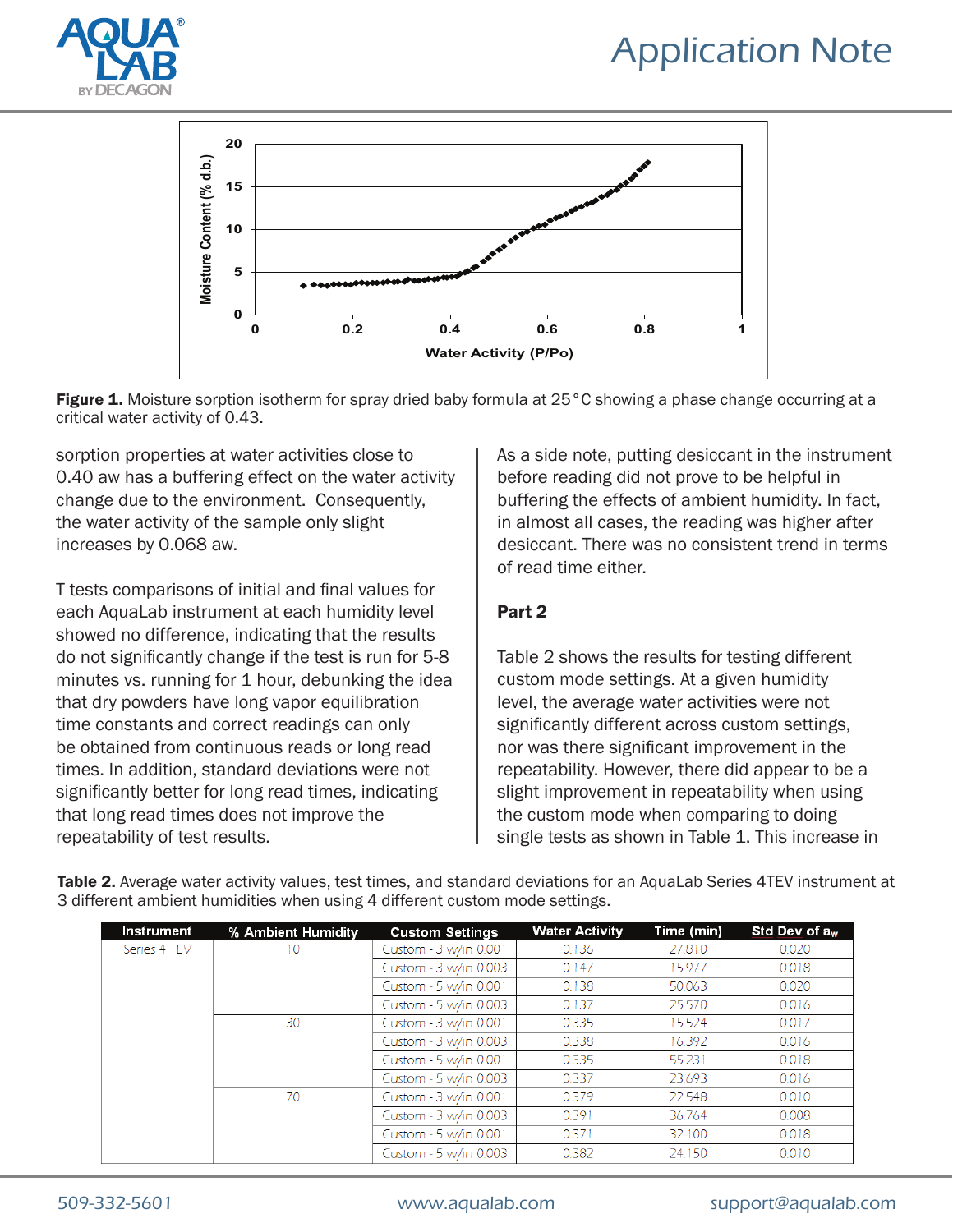**Figure 1.** Moisture sorption isotherm for spray dried baby formula at 25°C showing a phase change occurring at a critical water activity of 0.43.

sorption properties at water activities close to 0.40 aw has a buffering effect on the water activity change due to the environment. Consequently, the water activity of the sample only slight increases by 0.068 aw.

T tests comparisons of initial and final values for each AquaLab instrument at each humidity level showed no difference, indicating that the results do not significantly change if the test is run for 5-8 minutes vs. running for 1 hour, debunking the idea that dry powders have long vapor equilibration time constants and correct readings can only be obtained from continuous reads or long read times. In addition, standard deviations were not significantly better for long read times, indicating that long read times does not improve the repeatability of test results.

As a side note, putting desiccant in the instrument before reading did not prove to be helpful in buffering the effects of ambient humidity. In fact, in almost all cases, the reading was higher after desiccant. There was no consistent trend in terms of read time either.

**Part 2**

Table 2 shows the results for testing different custom mode settings. At a given humidity level, the average water activities were not significantly different across custom settings, nor was there significant improvement in the repeatability. However, there did appear to be a slight improvement in repeatability when using the custom mode when comparing to doing single tests as shown in Table 1. This increase in

**Table 2.** Average water activity values, test times, and standard deviations for an AquaLab Series 4TEV instrument at 3 different ambient humidities when using 4 different custom mode settings.

| Instrument | % Ambient Humidity | Custom Settings | Water Activity | Time (min) | Std Dev of $a_w$ |
|---|---|---|---|---|---|
| Series 4 TEV | 10 | Custom - 3 w/in 0.001 | 0.136 | 27.810 | 0.020 |
| | | Custom - 3 w/in 0.003 | 0.147 | 15.977 | 0.018 |
| | | Custom - 5 w/in 0.001 | 0.138 | 50.063 | 0.020 |
| | | Custom - 5 w/in 0.003 | 0.137 | 25.570 | 0.016 |
| | 30 | Custom - 3 w/in 0.001 | 0.335 | 15.524 | 0.017 |
| | | Custom - 3 w/in 0.003 | 0.338 | 16.392 | 0.016 |
| | | Custom - 5 w/in 0.001 | 0.335 | 55.231 | 0.018 |
| | | Custom - 5 w/in 0.003 | 0.337 | 23.693 | 0.016 |
| | 70 | Custom - 3 w/in 0.001 | 0.379 | 22.548 | 0.010 |
| | | Custom - 3 w/in 0.003 | 0.391 | 36.764 | 0.008 |
| | | Custom - 5 w/in 0.001 | 0.371 | 32.100 | 0.018 |
| | | Custom - 5 w/in 0.003 | 0.382 | 24.150 | 0.010 |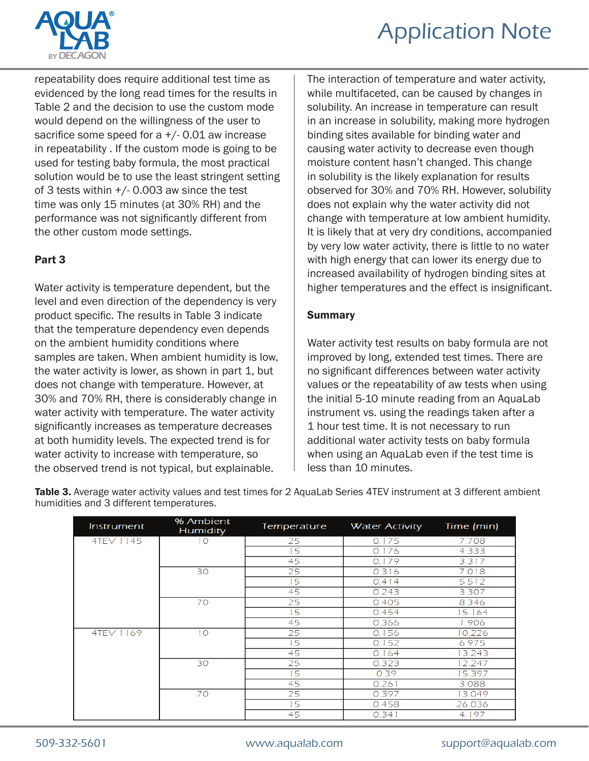repeatability does require additional test time as evidenced by the long read times for the results in Table 2 and the decision to use the custom mode would depend on the willingness of the user to sacrifice some speed for a +/- 0.01 aw increase in repeatability . If the custom mode is going to be used for testing baby formula, the most practical solution would be to use the least stringent setting of 3 tests within +/- 0.003 aw since the test time was only 15 minutes (at 30% RH) and the performance was not significantly different from the other custom mode settings.

**Part 3**

Water activity is temperature dependent, but the level and even direction of the dependency is very product specific. The results in Table 3 indicate that the temperature dependency even depends on the ambient humidity conditions where samples are taken. When ambient humidity is low, the water activity is lower, as shown in part 1, but does not change with temperature. However, at 30% and 70% RH, there is considerably change in water activity with temperature. The water activity significantly increases as temperature decreases at both humidity levels. The expected trend is for water activity to increase with temperature, so the observed trend is not typical, but explainable.

The interaction of temperature and water activity, while multifaceted, can be caused by changes in solubility. An increase in temperature can result in an increase in solubility, making more hydrogen binding sites available for binding water and causing water activity to decrease even though moisture content hasn't changed. This change in solubility is the likely explanation for results observed for 30% and 70% RH. However, solubility does not explain why the water activity did not change with temperature at low ambient humidity. It is likely that at very dry conditions, accompanied by very low water activity, there is little to no water with high energy that can lower its energy due to increased availability of hydrogen binding sites at higher temperatures and the effect is insignificant.

**Summary**

Water activity test results on baby formula are not improved by long, extended test times. There are no significant differences between water activity values or the repeatability of aw tests when using the initial 5-10 minute reading from an AquaLab instrument vs. using the readings taken after a 1 hour test time. It is not necessary to run additional water activity tests on baby formula when using an AquaLab even if the test time is less than 10 minutes.

**Table 3.** Average water activity values and test times for 2 AquaLab Series 4TEV instrument at 3 different ambient humidities and 3 different temperatures.

| Instrument | % Ambient Humidity | Temperature | Water Activity | Time (min) |
|---|---|---|---|---|
| 4TEV 1145 | 10 | 25 | 0.175 | 7.708 |
| | | 15 | 0.176 | 4.333 |
| | | 45 | 0.179 | 3.317 |
| | 30 | 25 | 0.316 | 7.018 |
| | | 15 | 0.414 | 5.512 |
| | | 45 | 0.243 | 3.307 |
| | 70 | 25 | 0.405 | 8.346 |
| | | 15 | 0.454 | 15.164 |
| | | 45 | 0.366 | 1.906 |
| 4TEV 1169 | 10 | 25 | 0.156 | 10.226 |
| | | 15 | 0.152 | 6.975 |
| | | 45 | 0.164 | 13.243 |
| | 30 | 25 | 0.323 | 12.247 |
| | | 15 | 0.39 | 15.397 |
| | | 45 | 0.261 | 3.088 |
| | 70 | 25 | 0.397 | 13.049 |
| | | 15 | 0.458 | 26.036 |
| | | 45 | 0.341 | 4.197 |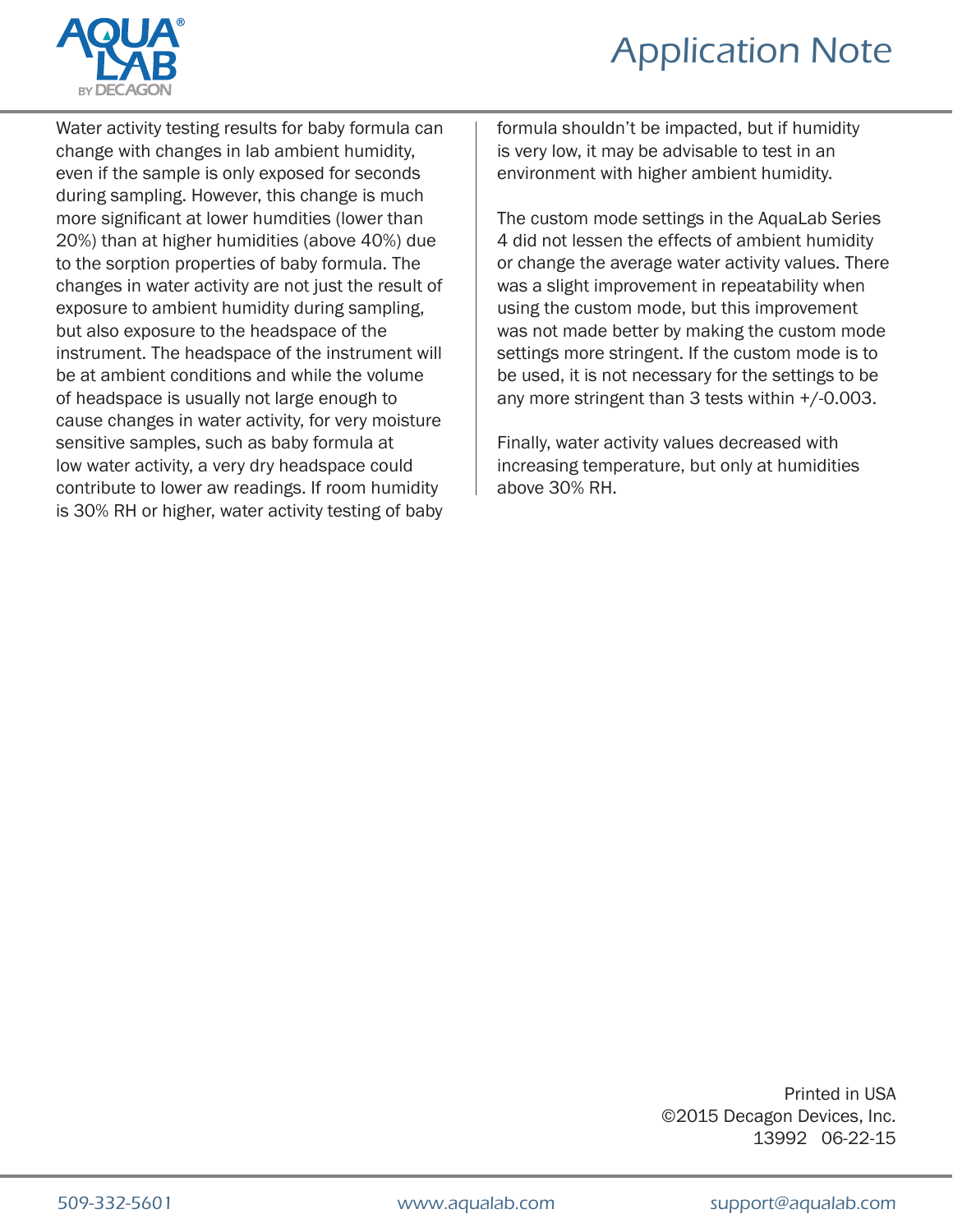Water activity testing results for baby formula can change with changes in lab ambient humidity, even if the sample is only exposed for seconds during sampling. However, this change is much more significant at lower humdities (lower than 20%) than at higher humidities (above 40%) due to the sorption properties of baby formula. The changes in water activity are not just the result of exposure to ambient humidity during sampling, but also exposure to the headspace of the instrument. The headspace of the instrument will be at ambient conditions and while the volume of headspace is usually not large enough to cause changes in water activity, for very moisture sensitive samples, such as baby formula at low water activity, a very dry headspace could contribute to lower aw readings. If room humidity is 30% RH or higher, water activity testing of baby formula shouldn't be impacted, but if humidity is very low, it may be advisable to test in an environment with higher ambient humidity.

The custom mode settings in the AquaLab Series 4 did not lessen the effects of ambient humidity or change the average water activity values. There was a slight improvement in repeatability when using the custom mode, but this improvement was not made better by making the custom mode settings more stringent. If the custom mode is to be used, it is not necessary for the settings to be any more stringent than 3 tests within +/-0.003.

Finally, water activity values decreased with increasing temperature, but only at humidities above 30% RH.

Printed in USA
©2015 Decagon Devices, Inc.
13992 06-22-15